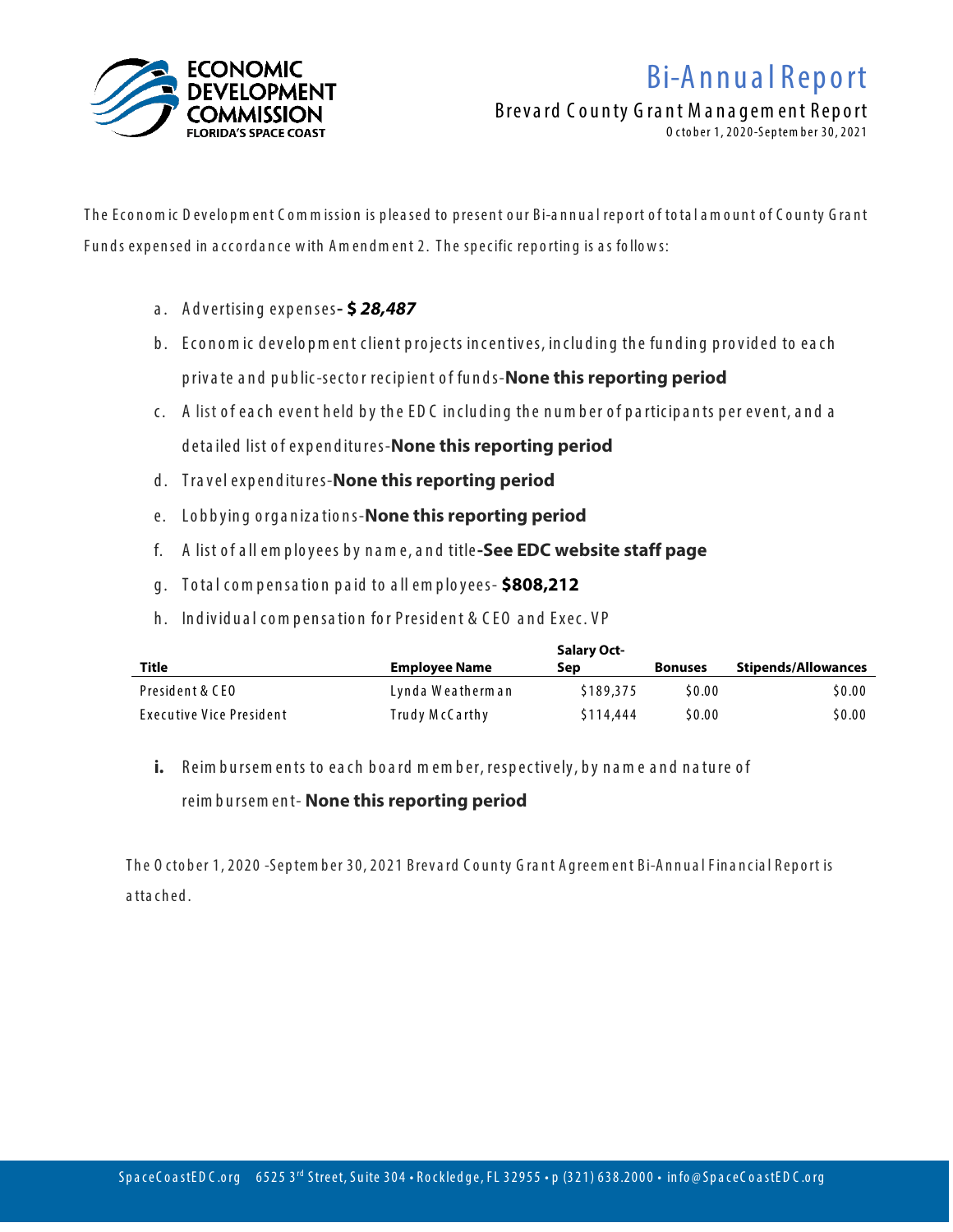ECONOMIC DEVELOPMENT COMMISSION
FLORIDA'S SPACE COAST

# Bi-Annual Report

## Brevard County Grant Management Report

October 1, 2020-September 30, 2021

The Economic Development Commission is pleased to present our Bi-annual report of total amount of County Grant Funds expensed in accordance with Amendment 2. The specific reporting is as follows:

a. Advertising expenses**- $ *28,487***
b. Economic development client projects incentives, including the funding provided to each private and public-sector recipient of funds-**None this reporting period**
c. A list of each event held by the EDC including the number of participants per event, and a detailed list of expenditures-**None this reporting period**
d. Travel expenditures-**None this reporting period**
e. Lobbying organizations-**None this reporting period**
f. A list of all employees by name, and title**-See EDC website staff page**
g. Total compensation paid to all employees- **$808,212**
h. Individual compensation for President & CEO and Exec. VP

| Title | Employee Name | Salary Oct-Sep | Bonuses | Stipends/Allowances |
|---|---|---|---|---|
| President & CEO | Lynda Weatherman | $189,375 | $0.00 | $0.00 |
| Executive Vice President | Trudy McCarthy | $114,444 | $0.00 | $0.00 |

**i.** Reimbursements to each board member, respectively, by name and nature of reimbursement- **None this reporting period**

The October 1, 2020 -September 30, 2021 Brevard County Grant Agreement Bi-Annual Financial Report is attached.

SpaceCoastEDC.org 6525 3rd Street, Suite 304 • Rockledge, FL 32955 • p (321) 638.2000 • info@SpaceCoastEDC.org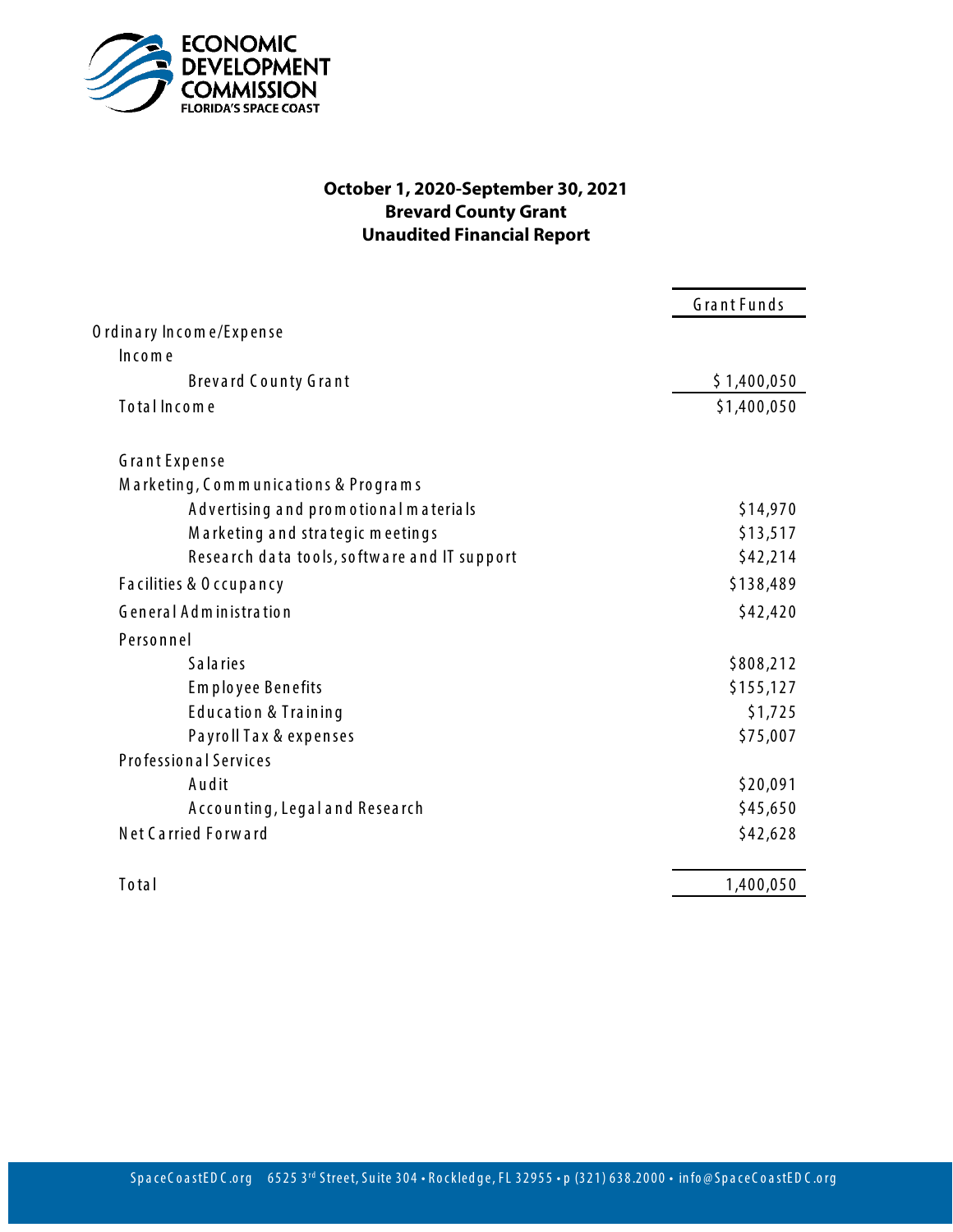**ECONOMIC DEVELOPMENT COMMISSION**
**FLORIDA'S SPACE COAST**

**October 1, 2020-September 30, 2021**
**Brevard County Grant**
**Unaudited Financial Report**

| | Grant Funds |
|---|---|
| Ordinary Income/Expense | |
| Income | |
| Brevard County Grant | $ 1,400,050 |
| Total Income | $1,400,050 |
| | |
| Grant Expense | |
| Marketing, Communications & Programs | |
| Advertising and promotional materials | $14,970 |
| Marketing and strategic meetings | $13,517 |
| Research data tools, software and IT support | $42,214 |
| Facilities & Occupancy | $138,489 |
| General Administration | $42,420 |
| Personnel | |
| Salaries | $808,212 |
| Employee Benefits | $155,127 |
| Education & Training | $1,725 |
| Payroll Tax & expenses | $75,007 |
| Professional Services | |
| Audit | $20,091 |
| Accounting, Legal and Research | $45,650 |
| Net Carried Forward | $42,628 |
| | |
| Total | 1,400,050 |